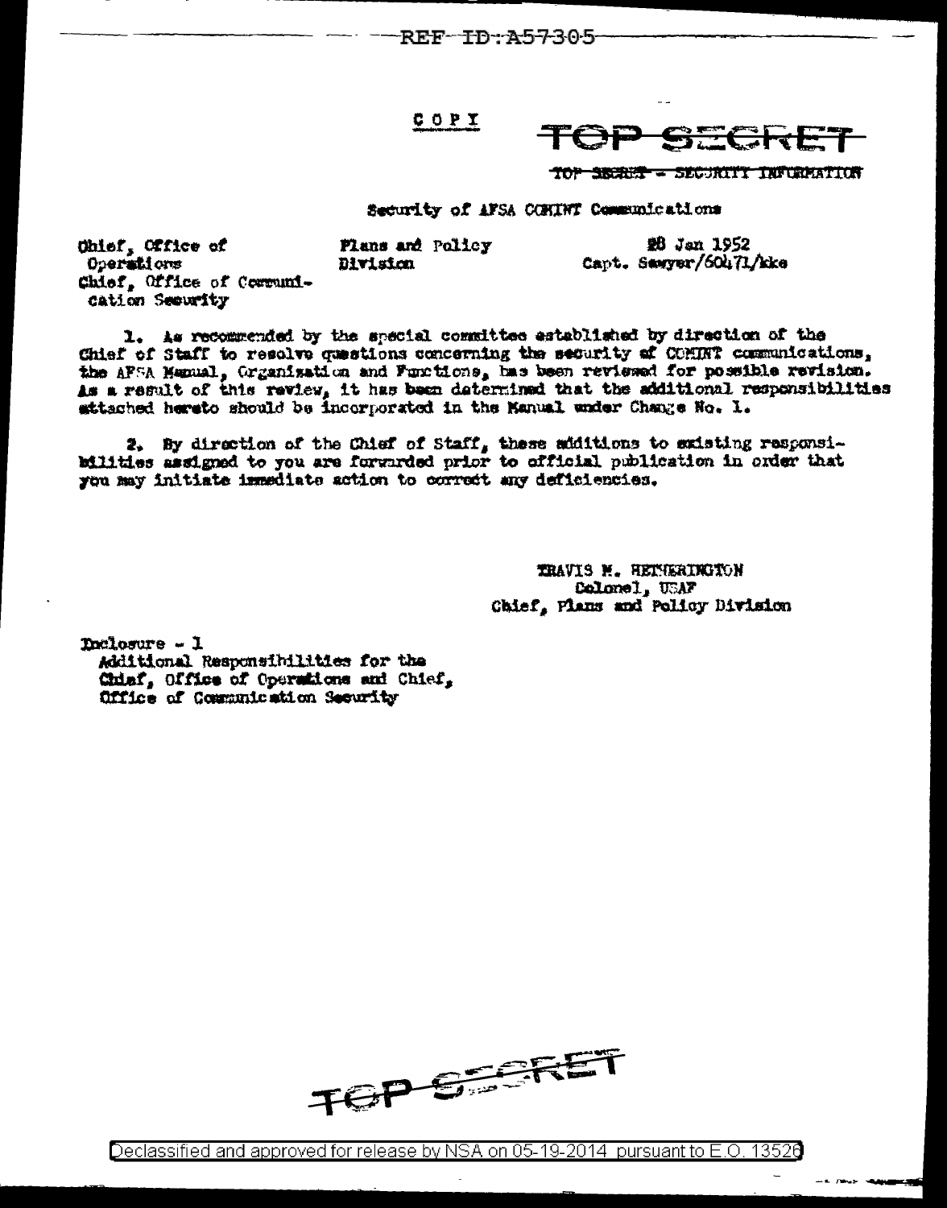REF ID:A57305

COPY

TOP SECRET

TOP SECRET - SECURITY INFORMATION

Security of AFSA COMINT Communications

Chief, Office of Operations
Chief, Office of Communication Security

Plans and Policy Division

28 Jan 1952
Capt. Sawyer/60471/kke

1. As recommended by the special committee established by direction of the Chief of Staff to resolve questions concerning the security of COMINT communications, the AFSA Manual, Organization and Functions, has been reviewed for possible revision. As a result of this review, it has been determined that the additional responsibilities attached hereto should be incorporated in the Manual under Change No. 1.

2. By direction of the Chief of Staff, these additions to existing responsibilities assigned to you are forwarded prior to official publication in order that you may initiate immediate action to correct any deficiencies.

TRAVIS M. HETHERINGTON
Colonel, USAF
Chief, Plans and Policy Division

Inclosure - 1
Additional Responsibilities for the Chief, Office of Operations and Chief, Office of Communication Security

TOP SECRET

Declassified and approved for release by NSA on 05-19-2014 pursuant to E.O. 13526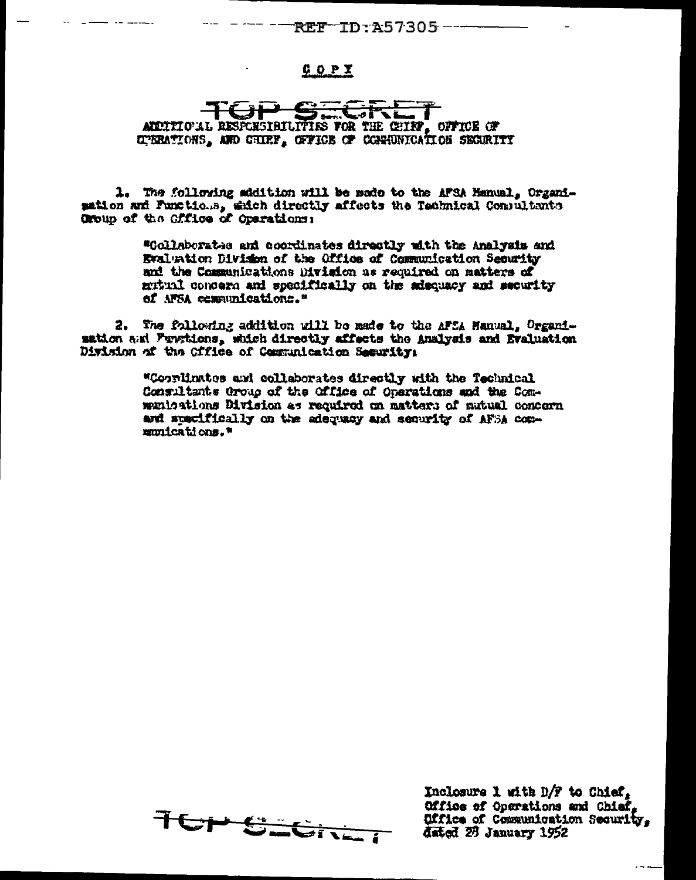REF ID:A57305

COPY

TOP SECRET

ADDITIONAL RESPONSIBILITIES FOR THE CHIEF, OFFICE OF OPERATIONS, AND CHIEF, OFFICE OF COMMUNICATION SECURITY

1. The following addition will be made to the AFSA Manual, Organization and Functions, which directly affects the Technical Consultants Group of the Office of Operations:

> "Collaborates and coordinates directly with the Analysis and Evaluation Division of the Office of Communication Security and the Communications Division as required on matters of mutual concern and specifically on the adequacy and security of AFSA communications."

2. The following addition will be made to the AFSA Manual, Organization and Functions, which directly affects the Analysis and Evaluation Division of the Office of Communication Security:

> "Coordinates and collaborates directly with the Technical Consultants Group of the Office of Operations and the Communications Division as required on matters of mutual concern and specifically on the adequacy and security of AFSA communications."

TOP SECRET

Inclosure 1 with D/F to Chief, Office of Operations and Chief, Office of Communication Security, dated 28 January 1952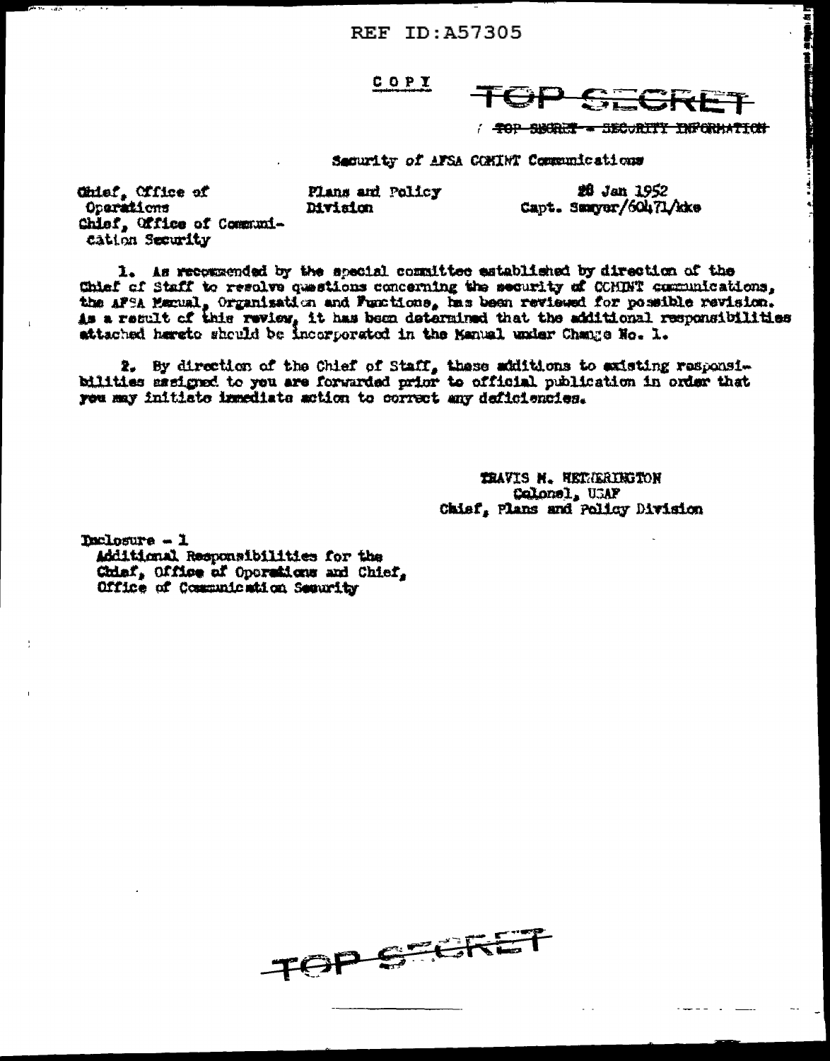REF ID:A57305

COPY

TOP SECRET

/ ~~TOP SECRET - SECURITY INFORMATION~~

Security of AFSA COMINT Communications

| | | |
|---|---|---|
| Chief, Office of Operations<br>Chief, Office of Communication Security | Plans and Policy Division | 28 Jan 1952<br>Capt. Sawyer/60471/kke |

1. As recommended by the special committee established by direction of the Chief of Staff to resolve questions concerning the security of COMINT communications, the AFSA Manual, Organization and Functions, has been reviewed for possible revision. As a result of this review, it has been determined that the additional responsibilities attached hereto should be incorporated in the Manual under Change No. 1.

2. By direction of the Chief of Staff, these additions to existing responsibilities assigned to you are forwarded prior to official publication in order that you may initiate immediate action to correct any deficiencies.

TRAVIS M. HETHERINGTON
Colonel, USAF
Chief, Plans and Policy Division

Inclosure - 1
Additional Responsibilities for the Chief, Office of Operations and Chief, Office of Communication Security

TOP SECRET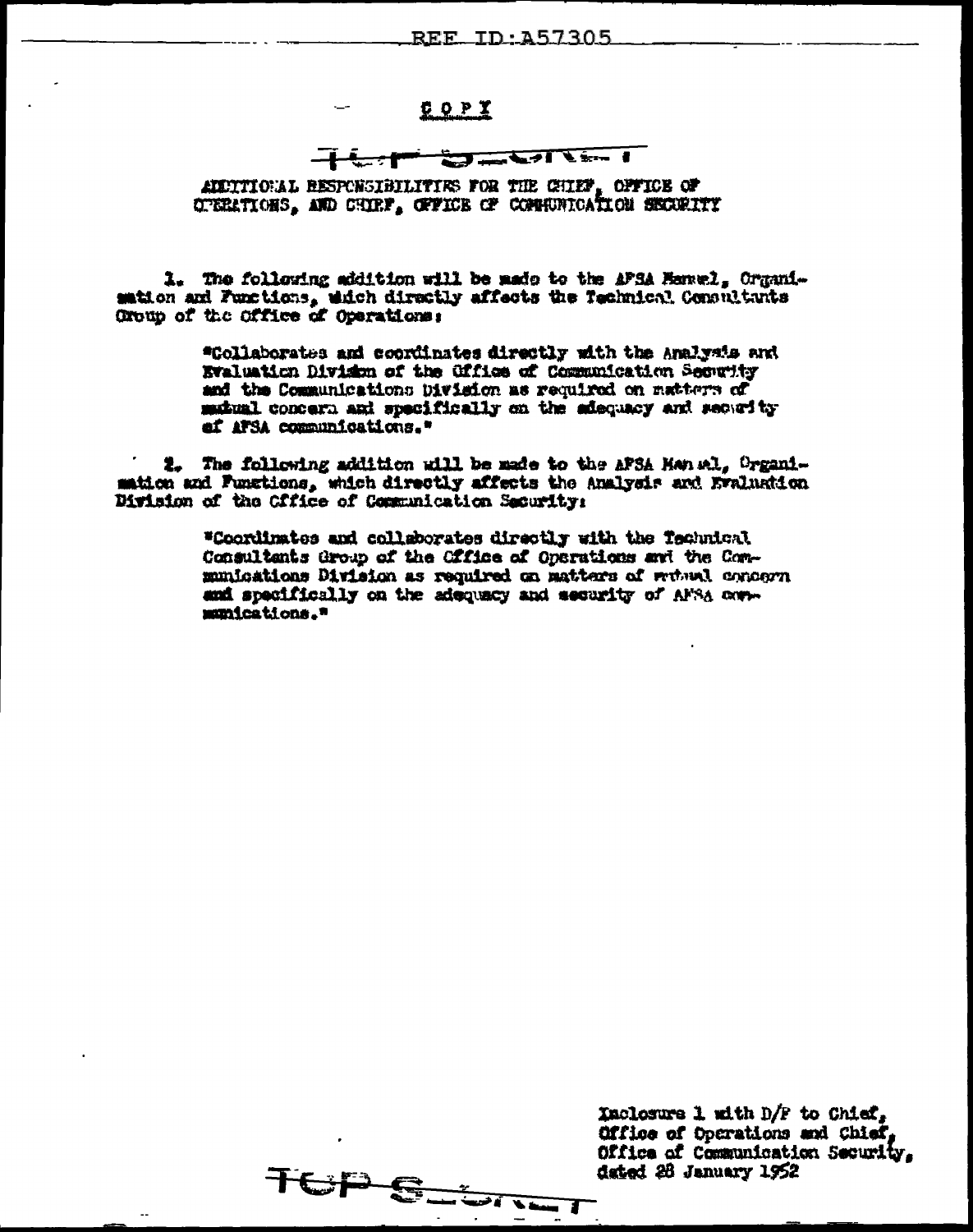REF ID:A57305

COPY

TOP SECRET

ADDITIONAL RESPONSIBILITIES FOR THE CHIEF, OFFICE OF OPERATIONS, AND CHIEF, OFFICE OF COMMUNICATION SECURITY

1. The following addition will be made to the AFSA Manual, Organization and Functions, which directly affects the Technical Consultants Group of the Office of Operations:

> "Collaborates and coordinates directly with the Analysis and Evaluation Division of the Office of Communication Security and the Communications Division as required on matters of mutual concern and specifically on the adequacy and security of AFSA communications."

2. The following addition will be made to the AFSA Manual, Organization and Functions, which directly affects the Analysis and Evaluation Division of the Office of Communication Security:

> "Coordinates and collaborates directly with the Technical Consultants Group of the Office of Operations and the Communications Division as required on matters of mutual concern and specifically on the adequacy and security of AFSA communications."

Inclosure 1 with D/F to Chief, Office of Operations and Chief, Office of Communication Security, dated 28 January 1952

TOP SECRET